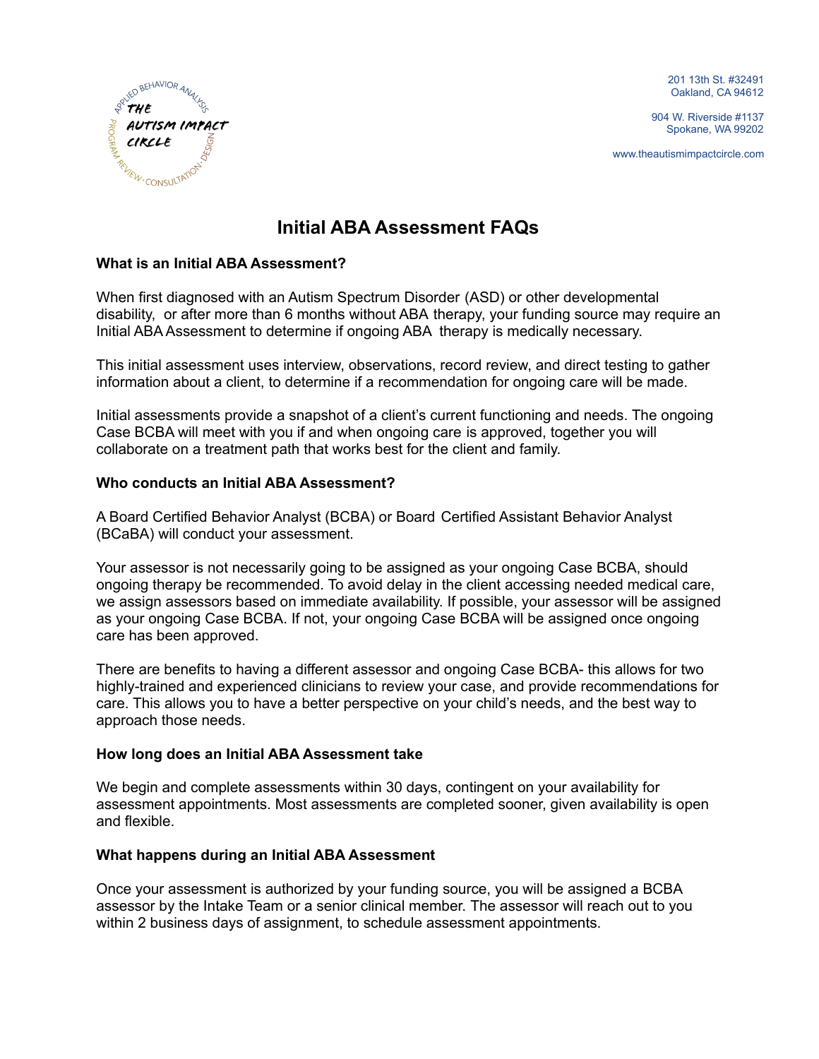THE AUTISM IMPACT CIRCLE

APPLIED BEHAVIOR ANALYSIS · PROGRAM REVIEW · CONSULTATION · DESIGN

201 13th St. #32491
Oakland, CA 94612

904 W. Riverside #1137
Spokane, WA 99202

www.theautismimpactcircle.com

# Initial ABA Assessment FAQs

**What is an Initial ABA Assessment?**

When first diagnosed with an Autism Spectrum Disorder (ASD) or other developmental disability, or after more than 6 months without ABA therapy, your funding source may require an Initial ABA Assessment to determine if ongoing ABA therapy is medically necessary.

This initial assessment uses interview, observations, record review, and direct testing to gather information about a client, to determine if a recommendation for ongoing care will be made.

Initial assessments provide a snapshot of a client's current functioning and needs. The ongoing Case BCBA will meet with you if and when ongoing care is approved, together you will collaborate on a treatment path that works best for the client and family.

**Who conducts an Initial ABA Assessment?**

A Board Certified Behavior Analyst (BCBA) or Board Certified Assistant Behavior Analyst (BCaBA) will conduct your assessment.

Your assessor is not necessarily going to be assigned as your ongoing Case BCBA, should ongoing therapy be recommended. To avoid delay in the client accessing needed medical care, we assign assessors based on immediate availability. If possible, your assessor will be assigned as your ongoing Case BCBA. If not, your ongoing Case BCBA will be assigned once ongoing care has been approved.

There are benefits to having a different assessor and ongoing Case BCBA- this allows for two highly-trained and experienced clinicians to review your case, and provide recommendations for care. This allows you to have a better perspective on your child's needs, and the best way to approach those needs.

**How long does an Initial ABA Assessment take**

We begin and complete assessments within 30 days, contingent on your availability for assessment appointments. Most assessments are completed sooner, given availability is open and flexible.

**What happens during an Initial ABA Assessment**

Once your assessment is authorized by your funding source, you will be assigned a BCBA assessor by the Intake Team or a senior clinical member. The assessor will reach out to you within 2 business days of assignment, to schedule assessment appointments.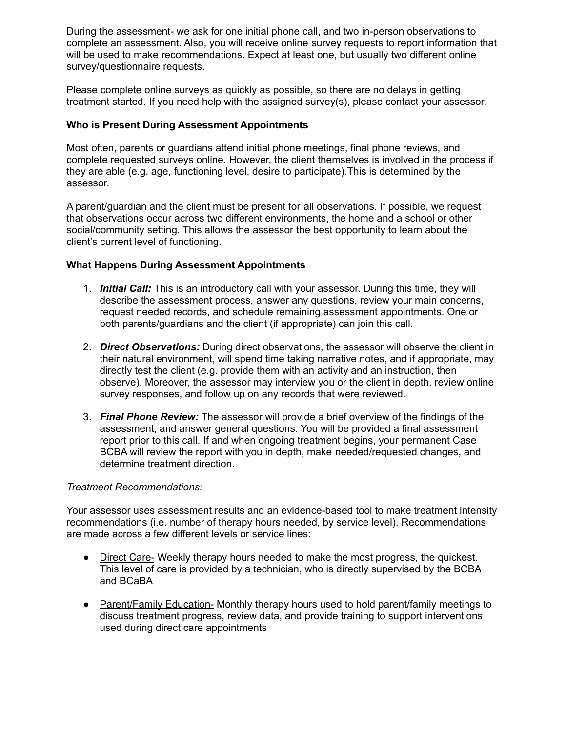During the assessment- we ask for one initial phone call, and two in-person observations to complete an assessment. Also, you will receive online survey requests to report information that will be used to make recommendations. Expect at least one, but usually two different online survey/questionnaire requests.

Please complete online surveys as quickly as possible, so there are no delays in getting treatment started. If you need help with the assigned survey(s), please contact your assessor.

**Who is Present During Assessment Appointments**

Most often, parents or guardians attend initial phone meetings, final phone reviews, and complete requested surveys online. However, the client themselves is involved in the process if they are able (e.g. age, functioning level, desire to participate).This is determined by the assessor.

A parent/guardian and the client must be present for all observations. If possible, we request that observations occur across two different environments, the home and a school or other social/community setting. This allows the assessor the best opportunity to learn about the client's current level of functioning.

**What Happens During Assessment Appointments**

1. ***Initial Call:*** This is an introductory call with your assessor. During this time, they will describe the assessment process, answer any questions, review your main concerns, request needed records, and schedule remaining assessment appointments. One or both parents/guardians and the client (if appropriate) can join this call.

2. ***Direct Observations:*** During direct observations, the assessor will observe the client in their natural environment, will spend time taking narrative notes, and if appropriate, may directly test the client (e.g. provide them with an activity and an instruction, then observe). Moreover, the assessor may interview you or the client in depth, review online survey responses, and follow up on any records that were reviewed.

3. ***Final Phone Review:*** The assessor will provide a brief overview of the findings of the assessment, and answer general questions. You will be provided a final assessment report prior to this call. If and when ongoing treatment begins, your permanent Case BCBA will review the report with you in depth, make needed/requested changes, and determine treatment direction.

*Treatment Recommendations:*

Your assessor uses assessment results and an evidence-based tool to make treatment intensity recommendations (i.e. number of therapy hours needed, by service level). Recommendations are made across a few different levels or service lines:

- <u>Direct Care-</u> Weekly therapy hours needed to make the most progress, the quickest. This level of care is provided by a technician, who is directly supervised by the BCBA and BCaBA

- <u>Parent/Family Education-</u> Monthly therapy hours used to hold parent/family meetings to discuss treatment progress, review data, and provide training to support interventions used during direct care appointments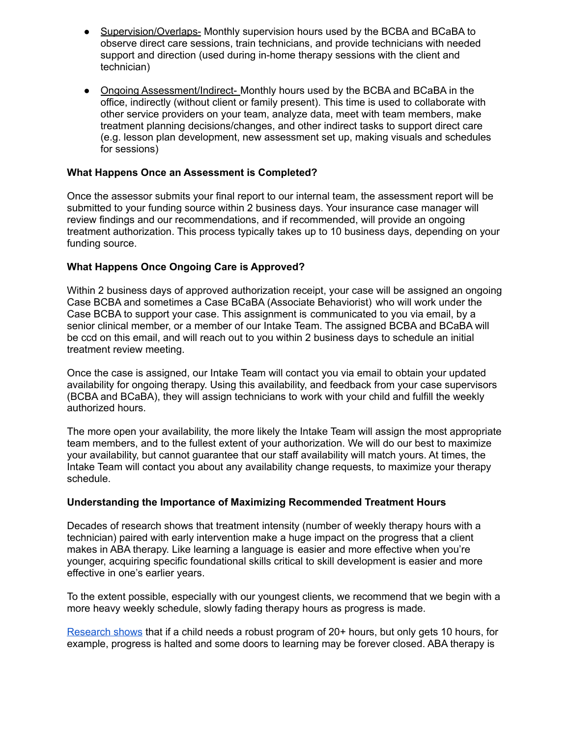- <u>Supervision/Overlaps-</u> Monthly supervision hours used by the BCBA and BCaBA to observe direct care sessions, train technicians, and provide technicians with needed support and direction (used during in-home therapy sessions with the client and technician)

- <u>Ongoing Assessment/Indirect-</u> Monthly hours used by the BCBA and BCaBA in the office, indirectly (without client or family present). This time is used to collaborate with other service providers on your team, analyze data, meet with team members, make treatment planning decisions/changes, and other indirect tasks to support direct care (e.g. lesson plan development, new assessment set up, making visuals and schedules for sessions)

**What Happens Once an Assessment is Completed?**

Once the assessor submits your final report to our internal team, the assessment report will be submitted to your funding source within 2 business days. Your insurance case manager will review findings and our recommendations, and if recommended, will provide an ongoing treatment authorization. This process typically takes up to 10 business days, depending on your funding source.

**What Happens Once Ongoing Care is Approved?**

Within 2 business days of approved authorization receipt, your case will be assigned an ongoing Case BCBA and sometimes a Case BCaBA (Associate Behaviorist) who will work under the Case BCBA to support your case. This assignment is communicated to you via email, by a senior clinical member, or a member of our Intake Team. The assigned BCBA and BCaBA will be ccd on this email, and will reach out to you within 2 business days to schedule an initial treatment review meeting.

Once the case is assigned, our Intake Team will contact you via email to obtain your updated availability for ongoing therapy. Using this availability, and feedback from your case supervisors (BCBA and BCaBA), they will assign technicians to work with your child and fulfill the weekly authorized hours.

The more open your availability, the more likely the Intake Team will assign the most appropriate team members, and to the fullest extent of your authorization. We will do our best to maximize your availability, but cannot guarantee that our staff availability will match yours. At times, the Intake Team will contact you about any availability change requests, to maximize your therapy schedule.

**Understanding the Importance of Maximizing Recommended Treatment Hours**

Decades of research shows that treatment intensity (number of weekly therapy hours with a technician) paired with early intervention make a huge impact on the progress that a client makes in ABA therapy. Like learning a language is easier and more effective when you're younger, acquiring specific foundational skills critical to skill development is easier and more effective in one's earlier years.

To the extent possible, especially with our youngest clients, we recommend that we begin with a more heavy weekly schedule, slowly fading therapy hours as progress is made.

[Research shows] that if a child needs a robust program of 20+ hours, but only gets 10 hours, for example, progress is halted and some doors to learning may be forever closed. ABA therapy is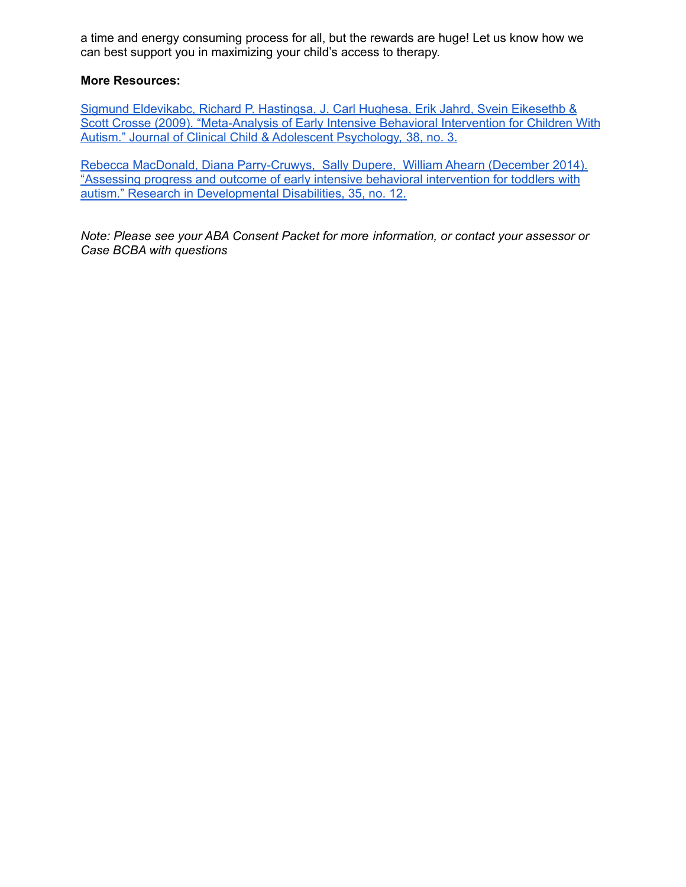a time and energy consuming process for all, but the rewards are huge! Let us know how we can best support you in maximizing your child's access to therapy.

**More Resources:**

Sigmund Eldevikabc, Richard P. Hastingsa, J. Carl Hughesa, Erik Jahrd, Svein Eikesethb & Scott Crosse (2009). "Meta-Analysis of Early Intensive Behavioral Intervention for Children With Autism." Journal of Clinical Child & Adolescent Psychology, 38, no. 3.

Rebecca MacDonald, Diana Parry-Cruwys, Sally Dupere, William Ahearn (December 2014). "Assessing progress and outcome of early intensive behavioral intervention for toddlers with autism." Research in Developmental Disabilities, 35, no. 12.

*Note: Please see your ABA Consent Packet for more information, or contact your assessor or Case BCBA with questions*